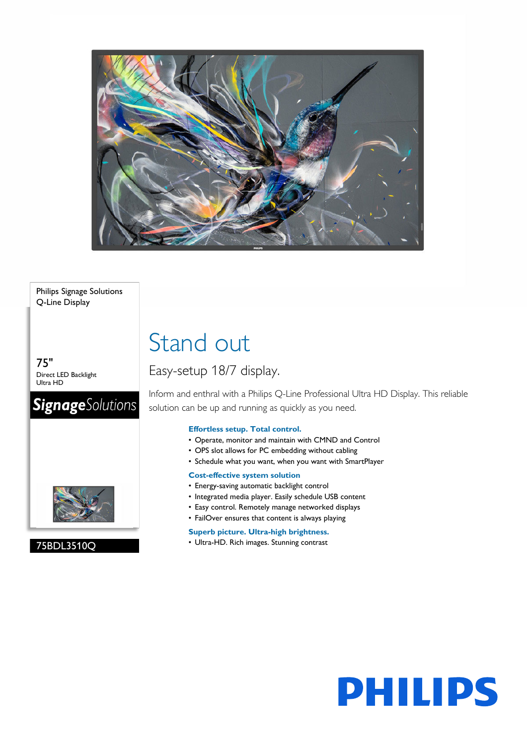Philips Signage Solutions
Q-Line Display

75"
Direct LED Backlight
Ultra HD

**Signage**Solutions

75BDL3510Q

# Stand out

## Easy-setup 18/7 display.

Inform and enthral with a Philips Q-Line Professional Ultra HD Display. This reliable solution can be up and running as quickly as you need.

### Effortless setup. Total control.

- Operate, monitor and maintain with CMND and Control
- OPS slot allows for PC embedding without cabling
- Schedule what you want, when you want with SmartPlayer

### Cost-effective system solution

- Energy-saving automatic backlight control
- Integrated media player. Easily schedule USB content
- Easy control. Remotely manage networked displays
- FailOver ensures that content is always playing

### Superb picture. Ultra-high brightness.

- Ultra-HD. Rich images. Stunning contrast

PHILIPS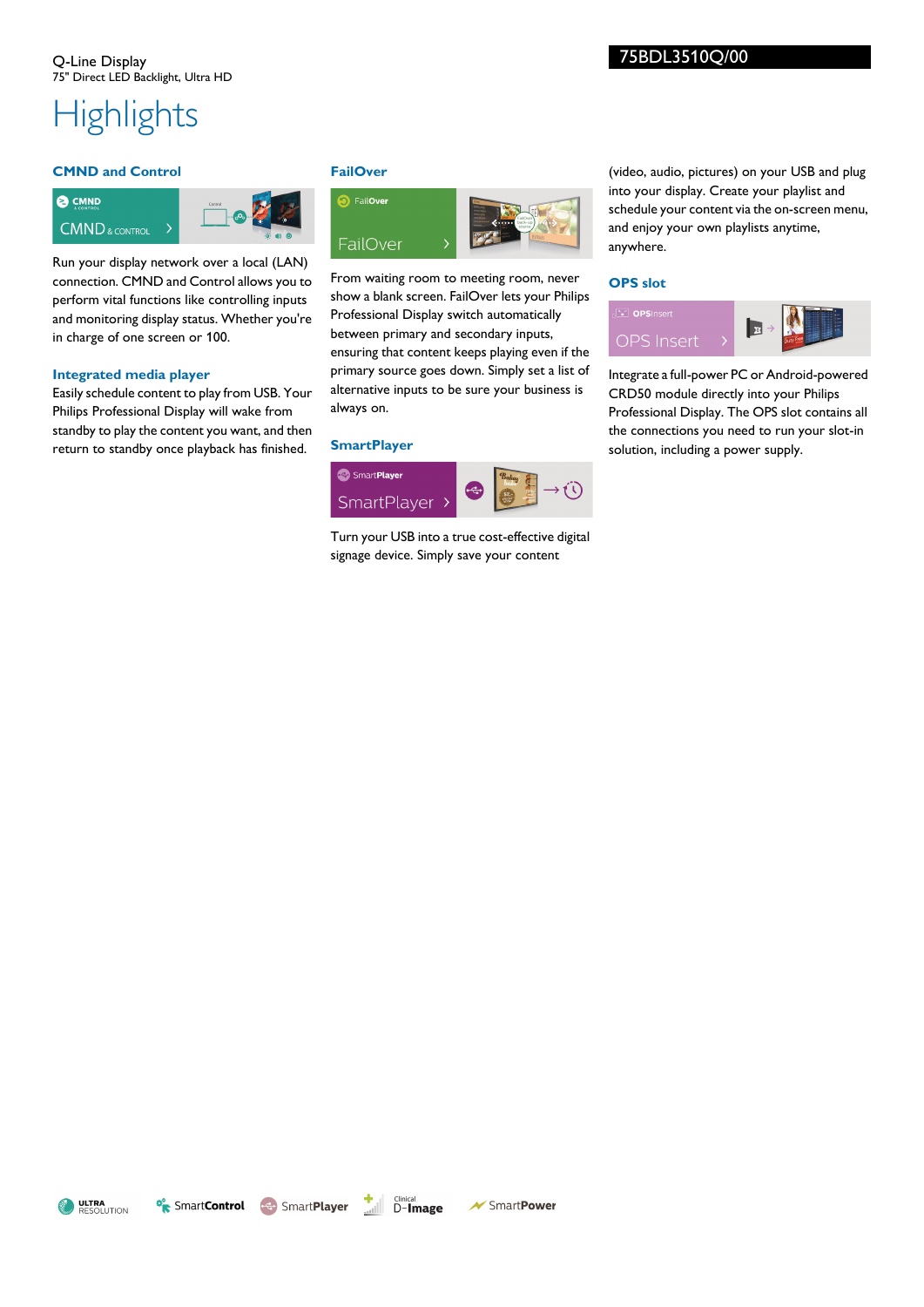Q-Line Display
75" Direct LED Backlight, Ultra HD

75BDL3510Q/00

# Highlights

### CMND and Control

Run your display network over a local (LAN) connection. CMND and Control allows you to perform vital functions like controlling inputs and monitoring display status. Whether you're in charge of one screen or 100.

### Integrated media player

Easily schedule content to play from USB. Your Philips Professional Display will wake from standby to play the content you want, and then return to standby once playback has finished.

### FailOver

From waiting room to meeting room, never show a blank screen. FailOver lets your Philips Professional Display switch automatically between primary and secondary inputs, ensuring that content keeps playing even if the primary source goes down. Simply set a list of alternative inputs to be sure your business is always on.

### SmartPlayer

Turn your USB into a true cost-effective digital signage device. Simply save your content (video, audio, pictures) on your USB and plug into your display. Create your playlist and schedule your content via the on-screen menu, and enjoy your own playlists anytime, anywhere.

### OPS slot

Integrate a full-power PC or Android-powered CRD50 module directly into your Philips Professional Display. The OPS slot contains all the connections you need to run your slot-in solution, including a power supply.

ULTRA RESOLUTION · SmartControl · SmartPlayer · Clinical D-Image · SmartPower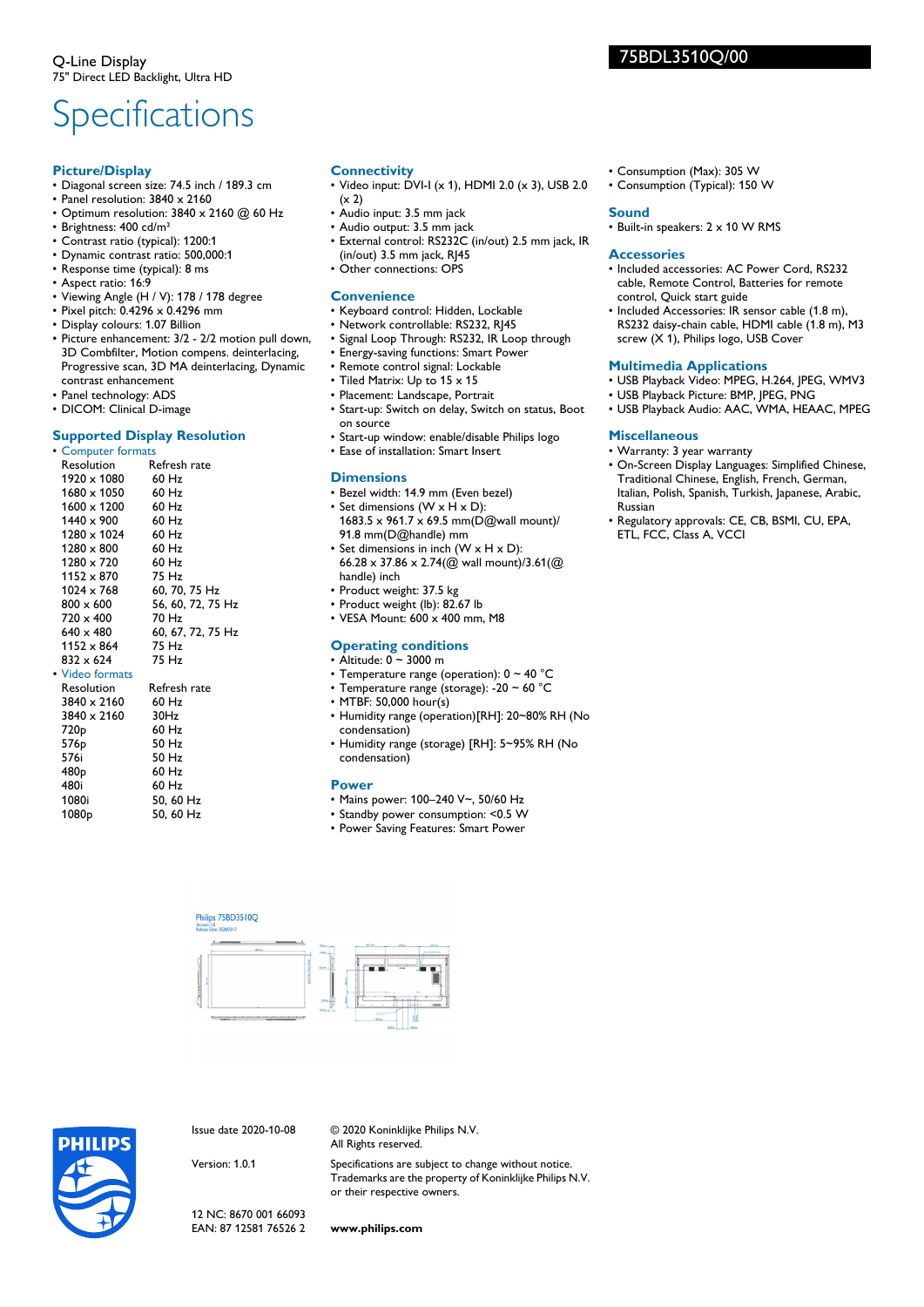Q-Line Display
75" Direct LED Backlight, Ultra HD

75BDL3510Q/00

# Specifications

## Picture/Display
- Diagonal screen size: 74.5 inch / 189.3 cm
- Panel resolution: 3840 x 2160
- Optimum resolution: 3840 x 2160 @ 60 Hz
- Brightness: 400 cd/m²
- Contrast ratio (typical): 1200:1
- Dynamic contrast ratio: 500,000:1
- Response time (typical): 8 ms
- Aspect ratio: 16:9
- Viewing Angle (H / V): 178 / 178 degree
- Pixel pitch: 0.4296 x 0.4296 mm
- Display colours: 1.07 Billion
- Picture enhancement: 3/2 - 2/2 motion pull down, 3D Combfilter, Motion compens. deinterlacing, Progressive scan, 3D MA deinterlacing, Dynamic contrast enhancement
- Panel technology: ADS
- DICOM: Clinical D-image

## Supported Display Resolution
- Computer formats

| Resolution | Refresh rate |
|---|---|
| 1920 x 1080 | 60 Hz |
| 1680 x 1050 | 60 Hz |
| 1600 x 1200 | 60 Hz |
| 1440 x 900 | 60 Hz |
| 1280 x 1024 | 60 Hz |
| 1280 x 800 | 60 Hz |
| 1280 x 720 | 60 Hz |
| 1152 x 870 | 75 Hz |
| 1024 x 768 | 60, 70, 75 Hz |
| 800 x 600 | 56, 60, 72, 75 Hz |
| 720 x 400 | 70 Hz |
| 640 x 480 | 60, 67, 72, 75 Hz |
| 1152 x 864 | 75 Hz |
| 832 x 624 | 75 Hz |

- Video formats

| Resolution | Refresh rate |
|---|---|
| 3840 x 2160 | 60 Hz |
| 3840 x 2160 | 30Hz |
| 720p | 60 Hz |
| 576p | 50 Hz |
| 576i | 50 Hz |
| 480p | 60 Hz |
| 480i | 60 Hz |
| 1080i | 50, 60 Hz |
| 1080p | 50, 60 Hz |

## Connectivity
- Video input: DVI-I (x 1), HDMI 2.0 (x 3), USB 2.0 (x 2)
- Audio input: 3.5 mm jack
- Audio output: 3.5 mm jack
- External control: RS232C (in/out) 2.5 mm jack, IR (in/out) 3.5 mm jack, RJ45
- Other connections: OPS

## Convenience
- Keyboard control: Hidden, Lockable
- Network controllable: RS232, RJ45
- Signal Loop Through: RS232, IR Loop through
- Energy-saving functions: Smart Power
- Remote control signal: Lockable
- Tiled Matrix: Up to 15 x 15
- Placement: Landscape, Portrait
- Start-up: Switch on delay, Switch on status, Boot on source
- Start-up window: enable/disable Philips logo
- Ease of installation: Smart Insert

## Dimensions
- Bezel width: 14.9 mm (Even bezel)
- Set dimensions (W x H x D): 1683.5 x 961.7 x 69.5 mm(D@wall mount)/ 91.8 mm(D@handle) mm
- Set dimensions in inch (W x H x D): 66.28 x 37.86 x 2.74(@ wall mount)/3.61(@ handle) inch
- Product weight: 37.5 kg
- Product weight (lb): 82.67 lb
- VESA Mount: 600 x 400 mm, M8

## Operating conditions
- Altitude: 0 ~ 3000 m
- Temperature range (operation): 0 ~ 40 °C
- Temperature range (storage): -20 ~ 60 °C
- MTBF: 50,000 hour(s)
- Humidity range (operation)[RH]: 20~80% RH (No condensation)
- Humidity range (storage) [RH]: 5~95% RH (No condensation)

## Power
- Mains power: 100–240 V~, 50/60 Hz
- Standby power consumption: <0.5 W
- Power Saving Features: Smart Power
- Consumption (Max): 305 W
- Consumption (Typical): 150 W

## Sound
- Built-in speakers: 2 x 10 W RMS

## Accessories
- Included accessories: AC Power Cord, RS232 cable, Remote Control, Batteries for remote control, Quick start guide
- Included Accessories: IR sensor cable (1.8 m), RS232 daisy-chain cable, HDMI cable (1.8 m), M3 screw (X 1), Philips logo, USB Cover

## Multimedia Applications
- USB Playback Video: MPEG, H.264, JPEG, WMV3
- USB Playback Picture: BMP, JPEG, PNG
- USB Playback Audio: AAC, WMA, HEAAC, MPEG

## Miscellaneous
- Warranty: 3 year warranty
- On-Screen Display Languages: Simplified Chinese, Traditional Chinese, English, French, German, Italian, Polish, Spanish, Turkish, Japanese, Arabic, Russian
- Regulatory approvals: CE, CB, BSMI, CU, EPA, ETL, FCC, Class A, VCCI

Philips 75BD3510Q

Issue date 2020-10-08

Version: 1.0.1

12 NC: 8670 001 66093
EAN: 87 12581 76526 2

© 2020 Koninklijke Philips N.V.
All Rights reserved.

Specifications are subject to change without notice. Trademarks are the property of Koninklijke Philips N.V. or their respective owners.

**www.philips.com**